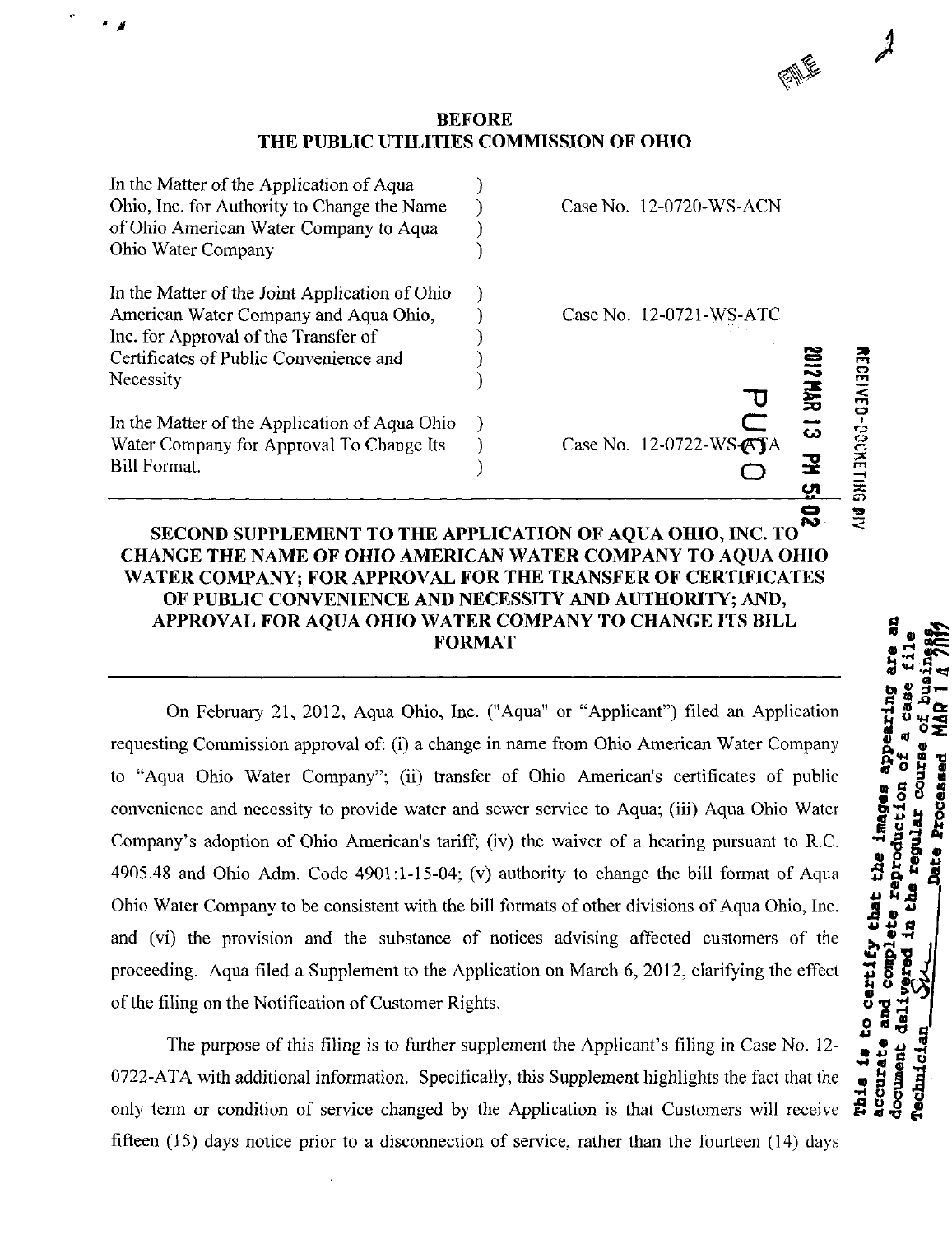**BEFORE**
**THE PUBLIC UTILITIES COMMISSION OF OHIO**

| | | |
|---|---|---|
| In the Matter of the Application of Aqua Ohio, Inc. for Authority to Change the Name of Ohio American Water Company to Aqua Ohio Water Company | ) | Case No. 12-0720-WS-ACN |
| In the Matter of the Joint Application of Ohio American Water Company and Aqua Ohio, Inc. for Approval of the Transfer of Certificates of Public Convenience and Necessity | ) | Case No. 12-0721-WS-ATC |
| In the Matter of the Application of Aqua Ohio Water Company for Approval To Change Its Bill Format. | ) | Case No. 12-0722-WS-ATA |

## SECOND SUPPLEMENT TO THE APPLICATION OF AQUA OHIO, INC. TO CHANGE THE NAME OF OHIO AMERICAN WATER COMPANY TO AQUA OHIO WATER COMPANY; FOR APPROVAL FOR THE TRANSFER OF CERTIFICATES OF PUBLIC CONVENIENCE AND NECESSITY AND AUTHORITY; AND, APPROVAL FOR AQUA OHIO WATER COMPANY TO CHANGE ITS BILL FORMAT

On February 21, 2012, Aqua Ohio, Inc. ("Aqua" or "Applicant") filed an Application requesting Commission approval of: (i) a change in name from Ohio American Water Company to "Aqua Ohio Water Company"; (ii) transfer of Ohio American's certificates of public convenience and necessity to provide water and sewer service to Aqua; (iii) Aqua Ohio Water Company's adoption of Ohio American's tariff; (iv) the waiver of a hearing pursuant to R.C. 4905.48 and Ohio Adm. Code 4901:1-15-04; (v) authority to change the bill format of Aqua Ohio Water Company to be consistent with the bill formats of other divisions of Aqua Ohio, Inc. and (vi) the provision and the substance of notices advising affected customers of the proceeding. Aqua filed a Supplement to the Application on March 6, 2012, clarifying the effect of the filing on the Notification of Customer Rights.

The purpose of this filing is to further supplement the Applicant's filing in Case No. 12-0722-ATA with additional information. Specifically, this Supplement highlights the fact that the only term or condition of service changed by the Application is that Customers will receive fifteen (15) days notice prior to a disconnection of service, rather than the fourteen (14) days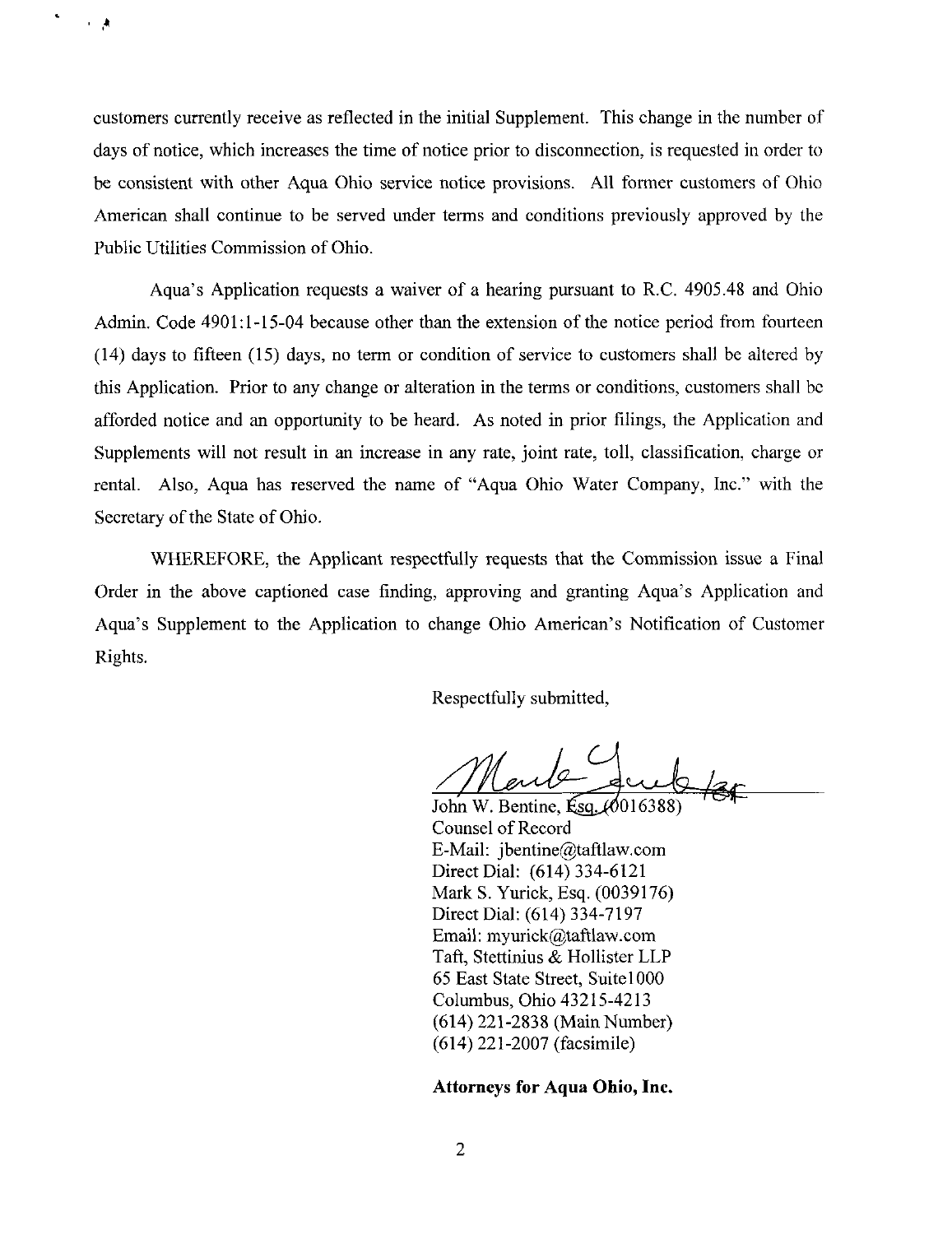customers currently receive as reflected in the initial Supplement. This change in the number of days of notice, which increases the time of notice prior to disconnection, is requested in order to be consistent with other Aqua Ohio service notice provisions. All former customers of Ohio American shall continue to be served under terms and conditions previously approved by the Public Utilities Commission of Ohio.

Aqua's Application requests a waiver of a hearing pursuant to R.C. 4905.48 and Ohio Admin. Code 4901:1-15-04 because other than the extension of the notice period from fourteen (14) days to fifteen (15) days, no term or condition of service to customers shall be altered by this Application. Prior to any change or alteration in the terms or conditions, customers shall be afforded notice and an opportunity to be heard. As noted in prior filings, the Application and Supplements will not result in an increase in any rate, joint rate, toll, classification, charge or rental. Also, Aqua has reserved the name of "Aqua Ohio Water Company, Inc." with the Secretary of the State of Ohio.

WHEREFORE, the Applicant respectfully requests that the Commission issue a Final Order in the above captioned case finding, approving and granting Aqua's Application and Aqua's Supplement to the Application to change Ohio American's Notification of Customer Rights.

Respectfully submitted,

John W. Bentine, Esq. (0016388)
Counsel of Record
E-Mail: jbentine@taftlaw.com
Direct Dial: (614) 334-6121
Mark S. Yurick, Esq. (0039176)
Direct Dial: (614) 334-7197
Email: myurick@taftlaw.com
Taft, Stettinius & Hollister LLP
65 East State Street, Suite1000
Columbus, Ohio 43215-4213
(614) 221-2838 (Main Number)
(614) 221-2007 (facsimile)

**Attorneys for Aqua Ohio, Inc.**